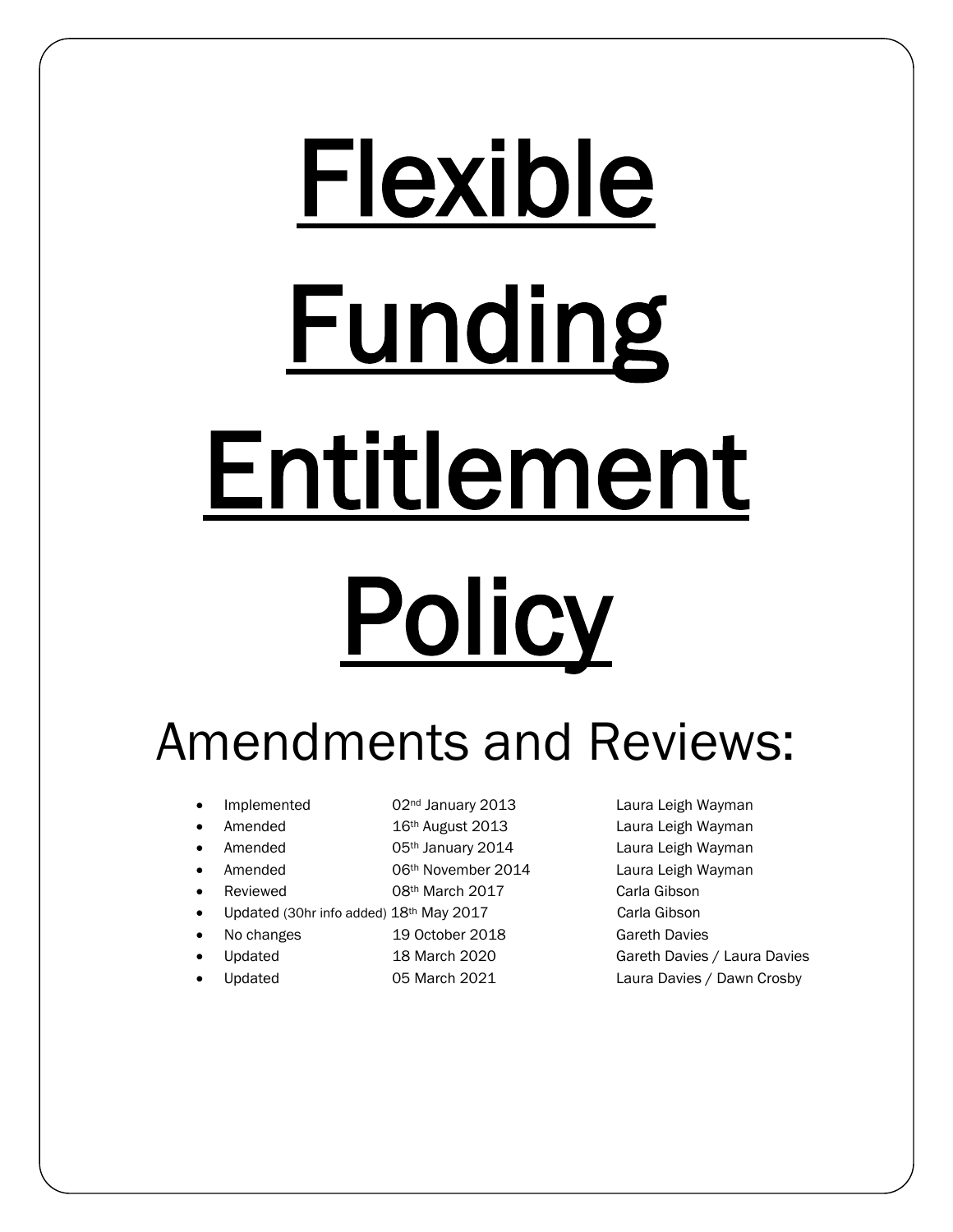# Flexible Funding Entitlement Policy

## Amendments and Reviews:

- Implemented 02nd January 2013 Laura Leigh Wayman
- Amended 16th August 2013 Laura Leigh Wayman
- Amended 05th January 2014 Laura Leigh Wayman
- Amended 06th November 2014 Laura Leigh Wayman
- Reviewed 08th March 2017 Carla Gibson
- Updated (30hr info added) 18th May 2017 Carla Gibson
- No changes 19 October 2018 Gareth Davies
- Updated 18 March 2020 Gareth Davies / Laura Davies
- Updated 05 March 2021 Laura Davies / Dawn Crosby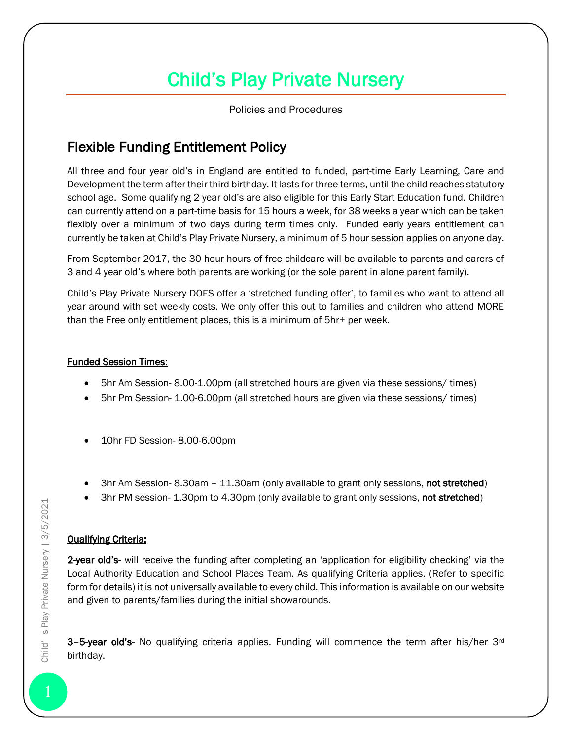# Child's Play Private Nursery

Policies and Procedures

## Flexible Funding Entitlement Policy

All three and four year old's in England are entitled to funded, part-time Early Learning, Care and Development the term after their third birthday. It lasts for three terms, until the child reaches statutory school age. Some qualifying 2 year old's are also eligible for this Early Start Education fund. Children can currently attend on a part-time basis for 15 hours a week, for 38 weeks a year which can be taken flexibly over a minimum of two days during term times only. Funded early years entitlement can currently be taken at Child's Play Private Nursery, a minimum of 5 hour session applies on anyone day.

From September 2017, the 30 hour hours of free childcare will be available to parents and carers of 3 and 4 year old's where both parents are working (or the sole parent in alone parent family).

Child's Play Private Nursery DOES offer a 'stretched funding offer', to families who want to attend all year around with set weekly costs. We only offer this out to families and children who attend MORE than the Free only entitlement places, this is a minimum of 5hr+ per week.

**Funded Session Times:**

- 5hr Am Session- 8.00-1.00pm (all stretched hours are given via these sessions/ times)
- 5hr Pm Session- 1.00-6.00pm (all stretched hours are given via these sessions/ times)

- 10hr FD Session- 8.00-6.00pm

- 3hr Am Session- 8.30am – 11.30am (only available to grant only sessions, **not stretched**)
- 3hr PM session- 1.30pm to 4.30pm (only available to grant only sessions, **not stretched**)

**Qualifying Criteria:**

**2-year old's-** will receive the funding after completing an 'application for eligibility checking' via the Local Authority Education and School Places Team. As qualifying Criteria applies. (Refer to specific form for details) it is not universally available to every child. This information is available on our website and given to parents/families during the initial showarounds.

**3–5-year old's-** No qualifying criteria applies. Funding will commence the term after his/her 3rd birthday.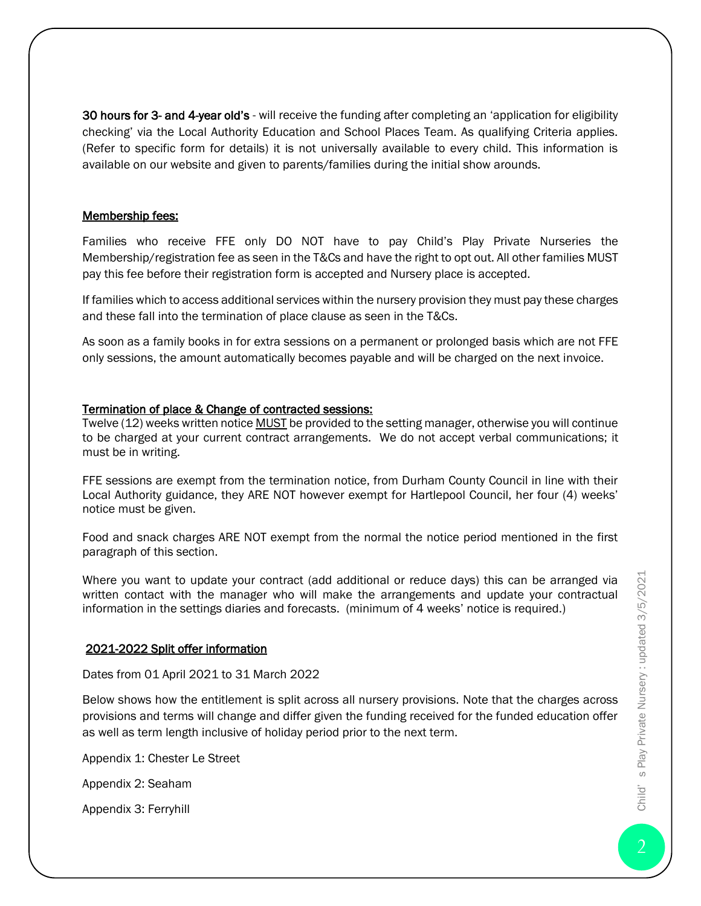**30 hours for 3- and 4-year old's** - will receive the funding after completing an 'application for eligibility checking' via the Local Authority Education and School Places Team. As qualifying Criteria applies. (Refer to specific form for details) it is not universally available to every child. This information is available on our website and given to parents/families during the initial show arounds.

## Membership fees:

Families who receive FFE only DO NOT have to pay Child's Play Private Nurseries the Membership/registration fee as seen in the T&Cs and have the right to opt out. All other families MUST pay this fee before their registration form is accepted and Nursery place is accepted.

If families which to access additional services within the nursery provision they must pay these charges and these fall into the termination of place clause as seen in the T&Cs.

As soon as a family books in for extra sessions on a permanent or prolonged basis which are not FFE only sessions, the amount automatically becomes payable and will be charged on the next invoice.

## Termination of place & Change of contracted sessions:

Twelve (12) weeks written notice MUST be provided to the setting manager, otherwise you will continue to be charged at your current contract arrangements. We do not accept verbal communications; it must be in writing.

FFE sessions are exempt from the termination notice, from Durham County Council in line with their Local Authority guidance, they ARE NOT however exempt for Hartlepool Council, her four (4) weeks' notice must be given.

Food and snack charges ARE NOT exempt from the normal the notice period mentioned in the first paragraph of this section.

Where you want to update your contract (add additional or reduce days) this can be arranged via written contact with the manager who will make the arrangements and update your contractual information in the settings diaries and forecasts. (minimum of 4 weeks' notice is required.)

## 2021-2022 Split offer information

Dates from 01 April 2021 to 31 March 2022

Below shows how the entitlement is split across all nursery provisions. Note that the charges across provisions and terms will change and differ given the funding received for the funded education offer as well as term length inclusive of holiday period prior to the next term.

Appendix 1: Chester Le Street

Appendix 2: Seaham

Appendix 3: Ferryhill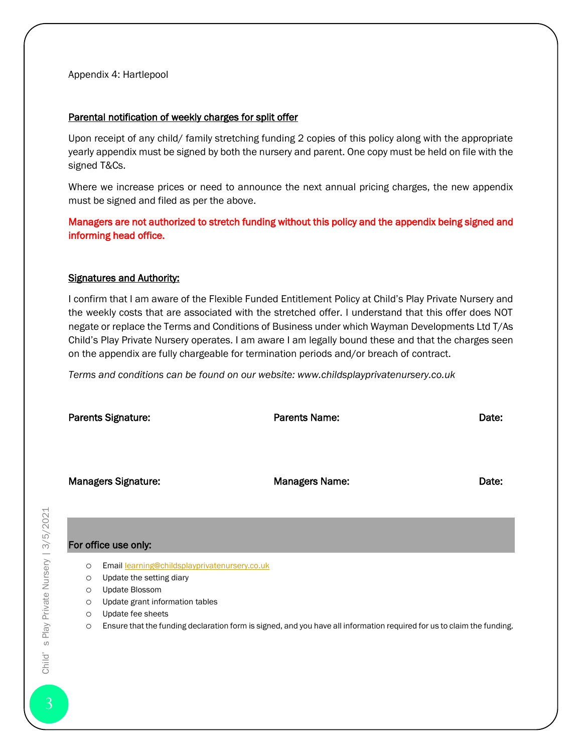Appendix 4: Hartlepool

## Parental notification of weekly charges for split offer

Upon receipt of any child/ family stretching funding 2 copies of this policy along with the appropriate yearly appendix must be signed by both the nursery and parent. One copy must be held on file with the signed T&Cs.

Where we increase prices or need to announce the next annual pricing charges, the new appendix must be signed and filed as per the above.

**Managers are not authorized to stretch funding without this policy and the appendix being signed and informing head office.**

## Signatures and Authority:

I confirm that I am aware of the Flexible Funded Entitlement Policy at Child's Play Private Nursery and the weekly costs that are associated with the stretched offer. I understand that this offer does NOT negate or replace the Terms and Conditions of Business under which Wayman Developments Ltd T/As Child's Play Private Nursery operates. I am aware I am legally bound these and that the charges seen on the appendix are fully chargeable for termination periods and/or breach of contract.

*Terms and conditions can be found on our website: www.childsplayprivatenursery.co.uk*

**Parents Signature:** **Parents Name:** **Date:**

**Managers Signature:** **Managers Name:** **Date:**

**For office use only:**

- Email learning@childsplayprivatenursery.co.uk
- Update the setting diary
- Update Blossom
- Update grant information tables
- Update fee sheets
- Ensure that the funding declaration form is signed, and you have all information required for us to claim the funding.